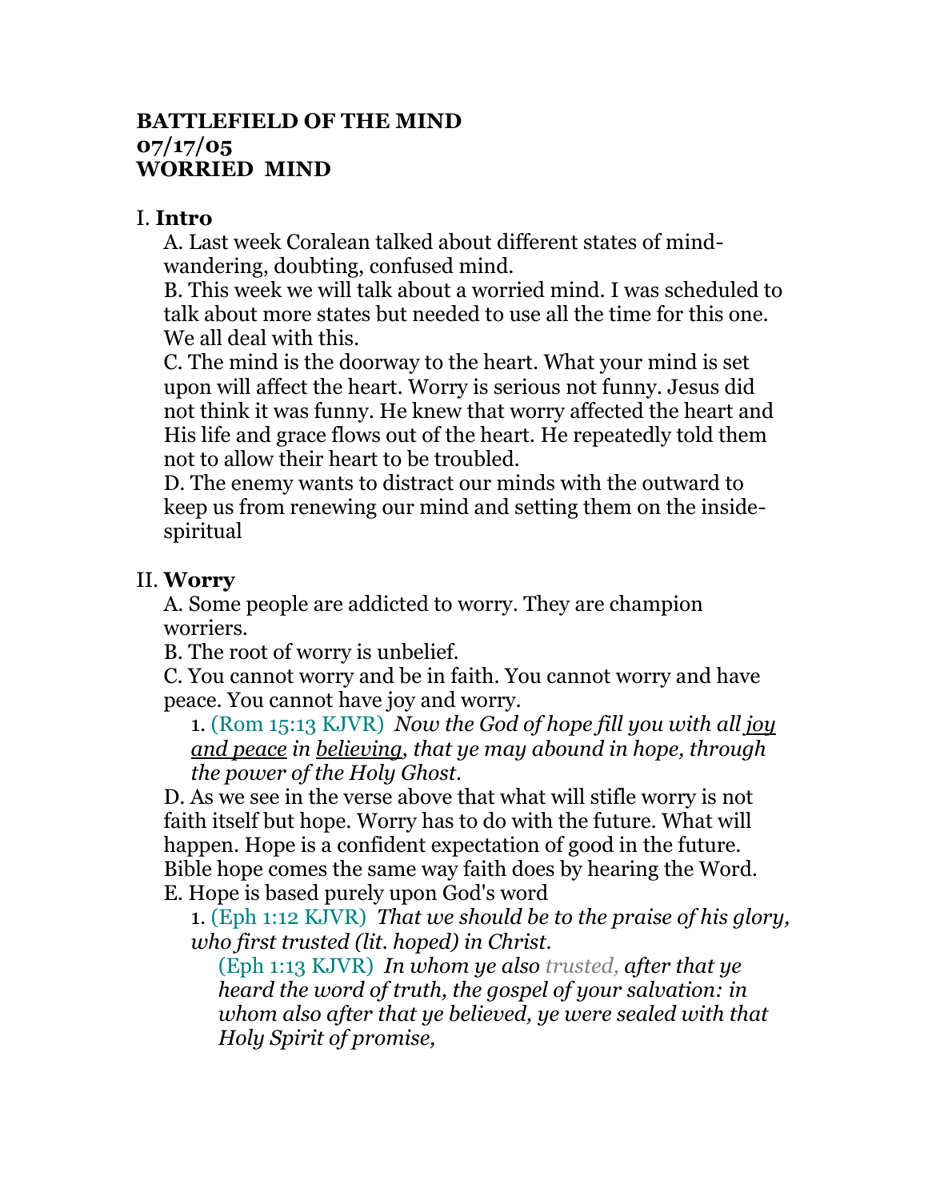**BATTLEFIELD OF THE MIND**
**07/17/05**
**WORRIED MIND**

I. **Intro**

A. Last week Coralean talked about different states of mind-wandering, doubting, confused mind.

B. This week we will talk about a worried mind. I was scheduled to talk about more states but needed to use all the time for this one. We all deal with this.

C. The mind is the doorway to the heart. What your mind is set upon will affect the heart. Worry is serious not funny. Jesus did not think it was funny. He knew that worry affected the heart and His life and grace flows out of the heart. He repeatedly told them not to allow their heart to be troubled.

D. The enemy wants to distract our minds with the outward to keep us from renewing our mind and setting them on the inside-spiritual

II. **Worry**

A. Some people are addicted to worry. They are champion worriers.

B. The root of worry is unbelief.

C. You cannot worry and be in faith. You cannot worry and have peace. You cannot have joy and worry.

1. (Rom 15:13 KJVR) *Now the God of hope fill you with all <u>joy and peace</u> in <u>believing</u>, that ye may abound in hope, through the power of the Holy Ghost.*

D. As we see in the verse above that what will stifle worry is not faith itself but hope. Worry has to do with the future. What will happen. Hope is a confident expectation of good in the future. Bible hope comes the same way faith does by hearing the Word.

E. Hope is based purely upon God's word

1. (Eph 1:12 KJVR) *That we should be to the praise of his glory, who first trusted (lit. hoped) in Christ.*

(Eph 1:13 KJVR) *In whom ye also trusted, after that ye heard the word of truth, the gospel of your salvation: in whom also after that ye believed, ye were sealed with that Holy Spirit of promise,*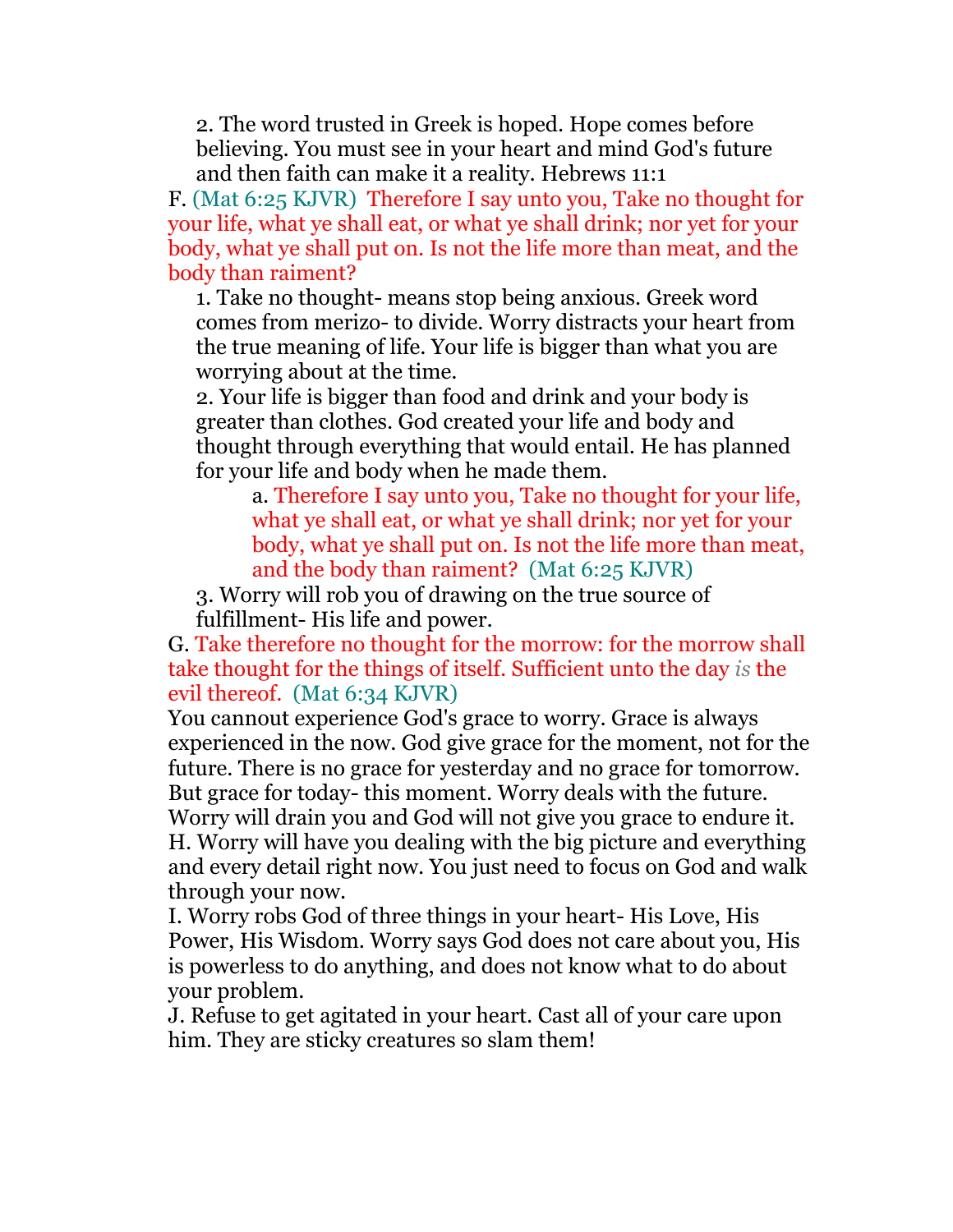2. The word trusted in Greek is hoped. Hope comes before believing. You must see in your heart and mind God's future and then faith can make it a reality. Hebrews 11:1

F. (Mat 6:25 KJVR) Therefore I say unto you, Take no thought for your life, what ye shall eat, or what ye shall drink; nor yet for your body, what ye shall put on. Is not the life more than meat, and the body than raiment?

1. Take no thought- means stop being anxious. Greek word comes from merizo- to divide. Worry distracts your heart from the true meaning of life. Your life is bigger than what you are worrying about at the time.

2. Your life is bigger than food and drink and your body is greater than clothes. God created your life and body and thought through everything that would entail. He has planned for your life and body when he made them.

   a. Therefore I say unto you, Take no thought for your life, what ye shall eat, or what ye shall drink; nor yet for your body, what ye shall put on. Is not the life more than meat, and the body than raiment? (Mat 6:25 KJVR)

3. Worry will rob you of drawing on the true source of fulfillment- His life and power.

G. Take therefore no thought for the morrow: for the morrow shall take thought for the things of itself. Sufficient unto the day *is* the evil thereof. (Mat 6:34 KJVR)

You cannot experience God's grace to worry. Grace is always experienced in the now. God give grace for the moment, not for the future. There is no grace for yesterday and no grace for tomorrow. But grace for today- this moment. Worry deals with the future. Worry will drain you and God will not give you grace to endure it.

H. Worry will have you dealing with the big picture and everything and every detail right now. You just need to focus on God and walk through your now.

I. Worry robs God of three things in your heart- His Love, His Power, His Wisdom. Worry says God does not care about you, His is powerless to do anything, and does not know what to do about your problem.

J. Refuse to get agitated in your heart. Cast all of your care upon him. They are sticky creatures so slam them!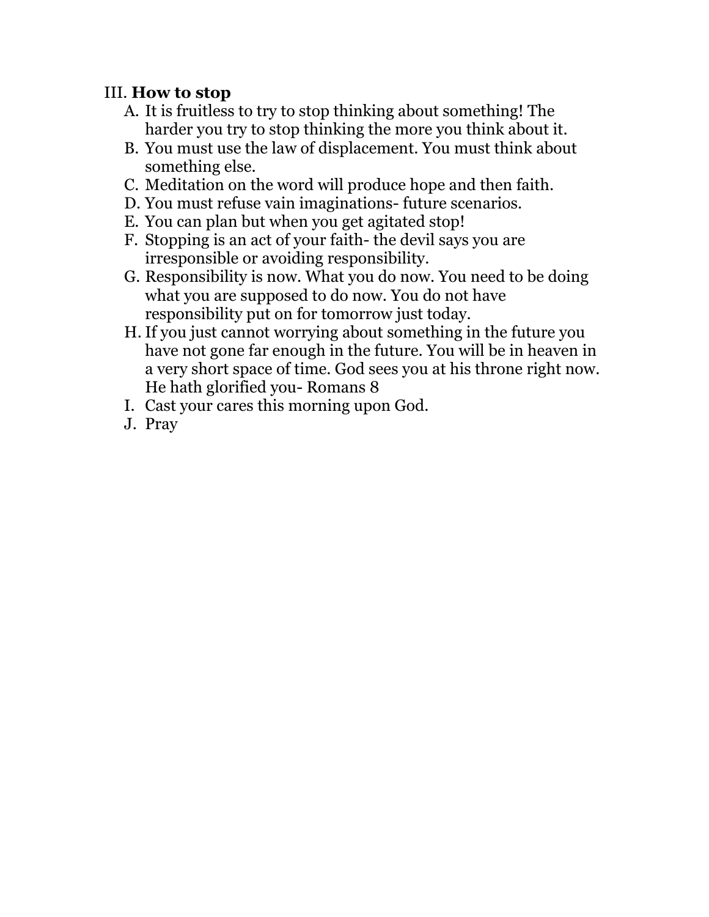III. **How to stop**

A. It is fruitless to try to stop thinking about something! The harder you try to stop thinking the more you think about it.
B. You must use the law of displacement. You must think about something else.
C. Meditation on the word will produce hope and then faith.
D. You must refuse vain imaginations- future scenarios.
E. You can plan but when you get agitated stop!
F. Stopping is an act of your faith- the devil says you are irresponsible or avoiding responsibility.
G. Responsibility is now. What you do now. You need to be doing what you are supposed to do now. You do not have responsibility put on for tomorrow just today.
H. If you just cannot worrying about something in the future you have not gone far enough in the future. You will be in heaven in a very short space of time. God sees you at his throne right now. He hath glorified you- Romans 8
I. Cast your cares this morning upon God.
J. Pray